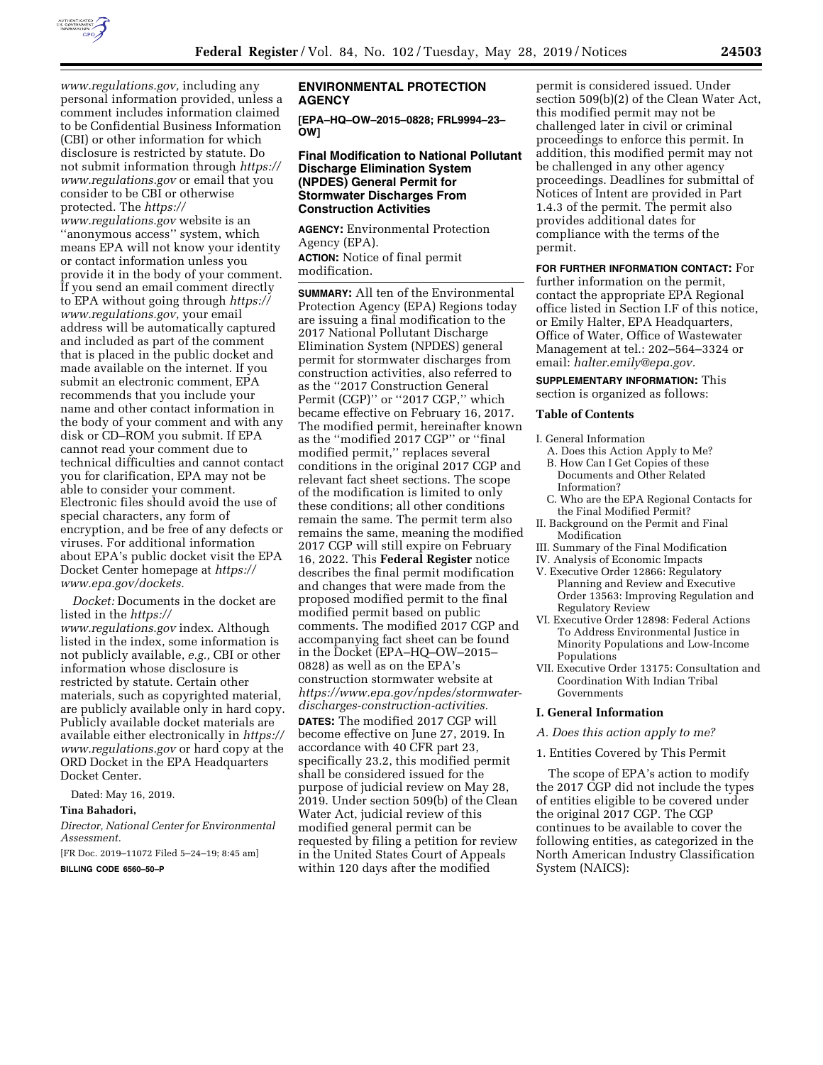*www.regulations.gov,* including any personal information provided, unless a comment includes information claimed to be Confidential Business Information (CBI) or other information for which disclosure is restricted by statute. Do not submit information through *https://www.regulations.gov* or email that you consider to be CBI or otherwise protected. The *https://www.regulations.gov* website is an ''anonymous access'' system, which means EPA will not know your identity or contact information unless you provide it in the body of your comment. If you send an email comment directly to EPA without going through *https://www.regulations.gov,* your email address will be automatically captured and included as part of the comment that is placed in the public docket and made available on the internet. If you submit an electronic comment, EPA recommends that you include your name and other contact information in the body of your comment and with any disk or CD–ROM you submit. If EPA cannot read your comment due to technical difficulties and cannot contact you for clarification, EPA may not be able to consider your comment. Electronic files should avoid the use of special characters, any form of encryption, and be free of any defects or viruses. For additional information about EPA's public docket visit the EPA Docket Center homepage at *https://www.epa.gov/dockets.*

*Docket:* Documents in the docket are listed in the *https://www.regulations.gov* index. Although listed in the index, some information is not publicly available, *e.g.,* CBI or other information whose disclosure is restricted by statute. Certain other materials, such as copyrighted material, are publicly available only in hard copy. Publicly available docket materials are available either electronically in *https://www.regulations.gov* or hard copy at the ORD Docket in the EPA Headquarters Docket Center.

Dated: May 16, 2019.

**Tina Bahadori,**

*Director, National Center for Environmental Assessment.*

[FR Doc. 2019–11072 Filed 5–24–19; 8:45 am]

**BILLING CODE 6560–50–P**

## ENVIRONMENTAL PROTECTION AGENCY

**[EPA–HQ–OW–2015–0828; FRL9994–23–OW]**

## Final Modification to National Pollutant Discharge Elimination System (NPDES) General Permit for Stormwater Discharges From Construction Activities

**AGENCY:** Environmental Protection Agency (EPA).

**ACTION:** Notice of final permit modification.

**SUMMARY:** All ten of the Environmental Protection Agency (EPA) Regions today are issuing a final modification to the 2017 National Pollutant Discharge Elimination System (NPDES) general permit for stormwater discharges from construction activities, also referred to as the ''2017 Construction General Permit (CGP)'' or ''2017 CGP,'' which became effective on February 16, 2017. The modified permit, hereinafter known as the ''modified 2017 CGP'' or ''final modified permit,'' replaces several conditions in the original 2017 CGP and relevant fact sheet sections. The scope of the modification is limited to only these conditions; all other conditions remain the same. The permit term also remains the same, meaning the modified 2017 CGP will still expire on February 16, 2022. This **Federal Register** notice describes the final permit modification and changes that were made from the proposed modified permit to the final modified permit based on public comments. The modified 2017 CGP and accompanying fact sheet can be found in the Docket (EPA–HQ–OW–2015–0828) as well as on the EPA's construction stormwater website at *https://www.epa.gov/npdes/stormwater-discharges-construction-activities.*

**DATES:** The modified 2017 CGP will become effective on June 27, 2019. In accordance with 40 CFR part 23, specifically 23.2, this modified permit shall be considered issued for the purpose of judicial review on May 28, 2019. Under section 509(b) of the Clean Water Act, judicial review of this modified general permit can be requested by filing a petition for review in the United States Court of Appeals within 120 days after the modified permit is considered issued. Under section 509(b)(2) of the Clean Water Act, this modified permit may not be challenged later in civil or criminal proceedings to enforce this permit. In addition, this modified permit may not be challenged in any other agency proceedings. Deadlines for submittal of Notices of Intent are provided in Part 1.4.3 of the permit. The permit also provides additional dates for compliance with the terms of the permit.

**FOR FURTHER INFORMATION CONTACT:** For further information on the permit, contact the appropriate EPA Regional office listed in Section I.F of this notice, or Emily Halter, EPA Headquarters, Office of Water, Office of Wastewater Management at tel.: 202–564–3324 or email: *halter.emily@epa.gov.*

**SUPPLEMENTARY INFORMATION:** This section is organized as follows:

### Table of Contents

- I. General Information
  - A. Does this Action Apply to Me?
  - B. How Can I Get Copies of these Documents and Other Related Information?
  - C. Who are the EPA Regional Contacts for the Final Modified Permit?
- II. Background on the Permit and Final Modification
- III. Summary of the Final Modification
- IV. Analysis of Economic Impacts
- V. Executive Order 12866: Regulatory Planning and Review and Executive Order 13563: Improving Regulation and Regulatory Review
- VI. Executive Order 12898: Federal Actions To Address Environmental Justice in Minority Populations and Low-Income Populations
- VII. Executive Order 13175: Consultation and Coordination With Indian Tribal Governments

### I. General Information

*A. Does this action apply to me?*

1. Entities Covered by This Permit

The scope of EPA's action to modify the 2017 CGP did not include the types of entities eligible to be covered under the original 2017 CGP. The CGP continues to be available to cover the following entities, as categorized in the North American Industry Classification System (NAICS):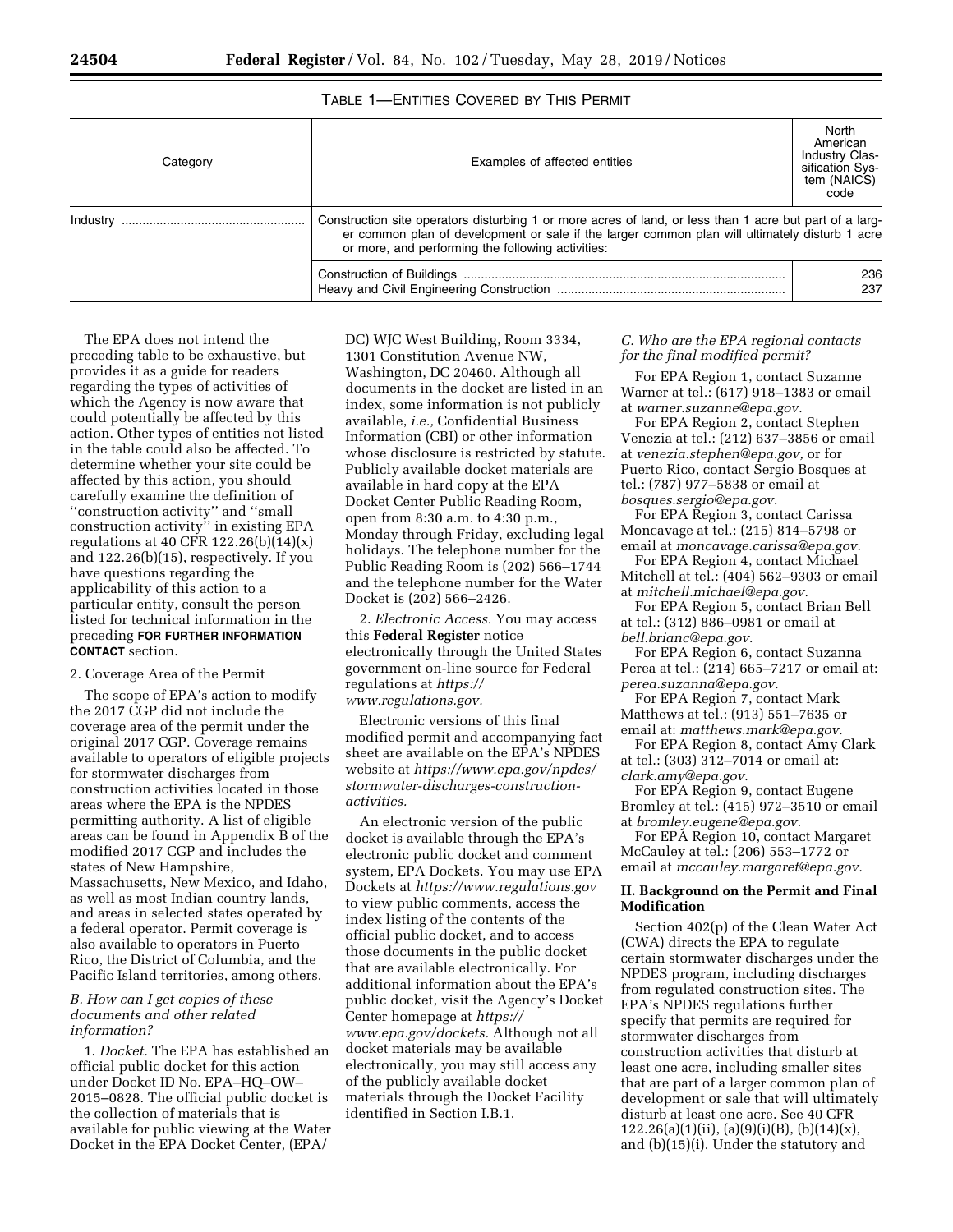TABLE 1—ENTITIES COVERED BY THIS PERMIT

| Category | Examples of affected entities | North American Industry Classification System (NAICS) code |
| --- | --- | --- |
| Industry | Construction site operators disturbing 1 or more acres of land, or less than 1 acre but part of a larger common plan of development or sale if the larger common plan will ultimately disturb 1 acre or more, and performing the following activities: | |
| | Construction of Buildings | 236 |
| | Heavy and Civil Engineering Construction | 237 |

The EPA does not intend the preceding table to be exhaustive, but provides it as a guide for readers regarding the types of activities of which the Agency is now aware that could potentially be affected by this action. Other types of entities not listed in the table could also be affected. To determine whether your site could be affected by this action, you should carefully examine the definition of ''construction activity'' and ''small construction activity'' in existing EPA regulations at 40 CFR 122.26(b)(14)(x) and 122.26(b)(15), respectively. If you have questions regarding the applicability of this action to a particular entity, consult the person listed for technical information in the preceding **FOR FURTHER INFORMATION CONTACT** section.

2. Coverage Area of the Permit

The scope of EPA's action to modify the 2017 CGP did not include the coverage area of the permit under the original 2017 CGP. Coverage remains available to operators of eligible projects for stormwater discharges from construction activities located in those areas where the EPA is the NPDES permitting authority. A list of eligible areas can be found in Appendix B of the modified 2017 CGP and includes the states of New Hampshire, Massachusetts, New Mexico, and Idaho, as well as most Indian country lands, and areas in selected states operated by a federal operator. Permit coverage is also available to operators in Puerto Rico, the District of Columbia, and the Pacific Island territories, among others.

*B. How can I get copies of these documents and other related information?*

1. *Docket.* The EPA has established an official public docket for this action under Docket ID No. EPA–HQ–OW–2015–0828. The official public docket is the collection of materials that is available for public viewing at the Water Docket in the EPA Docket Center, (EPA/DC) WJC West Building, Room 3334, 1301 Constitution Avenue NW, Washington, DC 20460. Although all documents in the docket are listed in an index, some information is not publicly available, *i.e.,* Confidential Business Information (CBI) or other information whose disclosure is restricted by statute. Publicly available docket materials are available in hard copy at the EPA Docket Center Public Reading Room, open from 8:30 a.m. to 4:30 p.m., Monday through Friday, excluding legal holidays. The telephone number for the Public Reading Room is (202) 566–1744 and the telephone number for the Water Docket is (202) 566–2426.

2. *Electronic Access.* You may access this **Federal Register** notice electronically through the United States government on-line source for Federal regulations at *https://www.regulations.gov.*

Electronic versions of this final modified permit and accompanying fact sheet are available on the EPA's NPDES website at *https://www.epa.gov/npdes/stormwater-discharges-construction-activities.*

An electronic version of the public docket is available through the EPA's electronic public docket and comment system, EPA Dockets. You may use EPA Dockets at *https://www.regulations.gov* to view public comments, access the index listing of the contents of the official public docket, and to access those documents in the public docket that are available electronically. For additional information about the EPA's public docket, visit the Agency's Docket Center homepage at *https://www.epa.gov/dockets.* Although not all docket materials may be available electronically, you may still access any of the publicly available docket materials through the Docket Facility identified in Section I.B.1.

*C. Who are the EPA regional contacts for the final modified permit?*

For EPA Region 1, contact Suzanne Warner at tel.: (617) 918–1383 or email at *warner.suzanne@epa.gov.*

For EPA Region 2, contact Stephen Venezia at tel.: (212) 637–3856 or email at *venezia.stephen@epa.gov,* or for Puerto Rico, contact Sergio Bosques at tel.: (787) 977–5838 or email at *bosques.sergio@epa.gov.*

For EPA Region 3, contact Carissa Moncavage at tel.: (215) 814–5798 or email at *moncavage.carissa@epa.gov.*

For EPA Region 4, contact Michael Mitchell at tel.: (404) 562–9303 or email at *mitchell.michael@epa.gov.*

For EPA Region 5, contact Brian Bell at tel.: (312) 886–0981 or email at *bell.brianc@epa.gov.*

For EPA Region 6, contact Suzanna Perea at tel.: (214) 665–7217 or email at: *perea.suzanna@epa.gov.*

For EPA Region 7, contact Mark Matthews at tel.: (913) 551–7635 or email at: *matthews.mark@epa.gov.*

For EPA Region 8, contact Amy Clark at tel.: (303) 312–7014 or email at: *clark.amy@epa.gov.*

For EPA Region 9, contact Eugene Bromley at tel.: (415) 972–3510 or email at *bromley.eugene@epa.gov.*

For EPA Region 10, contact Margaret McCauley at tel.: (206) 553–1772 or email at *mccauley.margaret@epa.gov.*

## II. Background on the Permit and Final Modification

Section 402(p) of the Clean Water Act (CWA) directs the EPA to regulate certain stormwater discharges under the NPDES program, including discharges from regulated construction sites. The EPA's NPDES regulations further specify that permits are required for stormwater discharges from construction activities that disturb at least one acre, including smaller sites that are part of a larger common plan of development or sale that will ultimately disturb at least one acre. See 40 CFR 122.26(a)(1)(ii), (a)(9)(i)(B), (b)(14)(x), and (b)(15)(i). Under the statutory and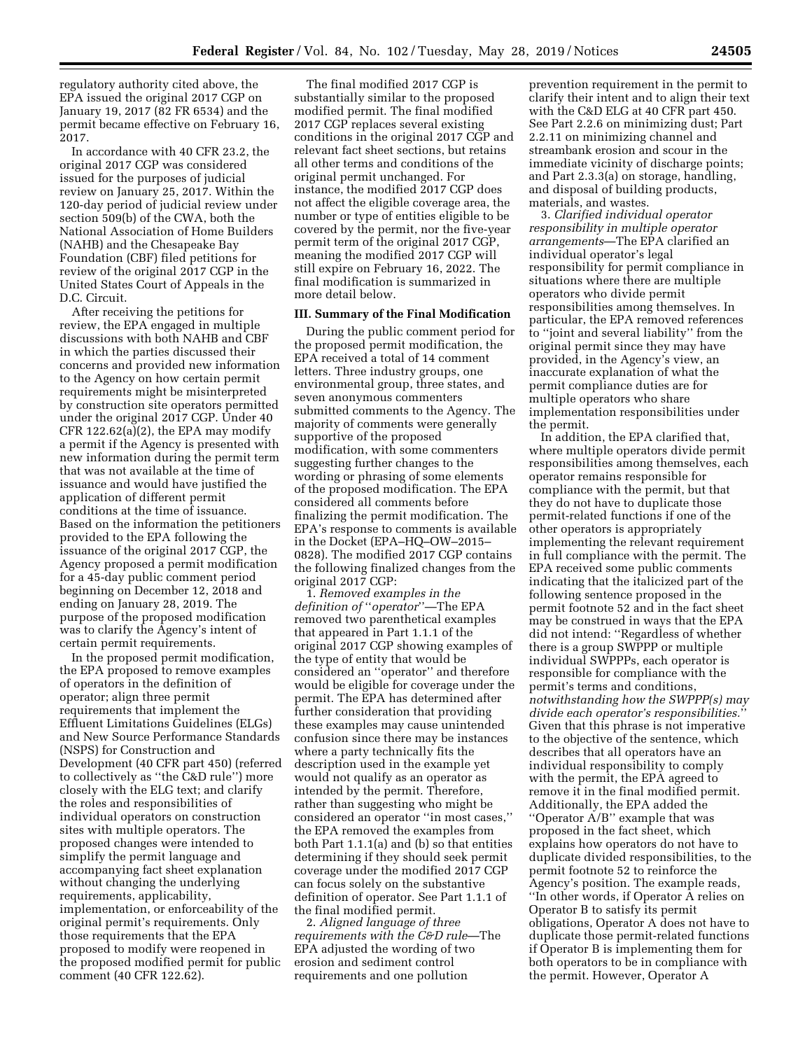regulatory authority cited above, the EPA issued the original 2017 CGP on January 19, 2017 (82 FR 6534) and the permit became effective on February 16, 2017.

In accordance with 40 CFR 23.2, the original 2017 CGP was considered issued for the purposes of judicial review on January 25, 2017. Within the 120-day period of judicial review under section 509(b) of the CWA, both the National Association of Home Builders (NAHB) and the Chesapeake Bay Foundation (CBF) filed petitions for review of the original 2017 CGP in the United States Court of Appeals in the D.C. Circuit.

After receiving the petitions for review, the EPA engaged in multiple discussions with both NAHB and CBF in which the parties discussed their concerns and provided new information to the Agency on how certain permit requirements might be misinterpreted by construction site operators permitted under the original 2017 CGP. Under 40 CFR 122.62(a)(2), the EPA may modify a permit if the Agency is presented with new information during the permit term that was not available at the time of issuance and would have justified the application of different permit conditions at the time of issuance. Based on the information the petitioners provided to the EPA following the issuance of the original 2017 CGP, the Agency proposed a permit modification for a 45-day public comment period beginning on December 12, 2018 and ending on January 28, 2019. The purpose of the proposed modification was to clarify the Agency's intent of certain permit requirements.

In the proposed permit modification, the EPA proposed to remove examples of operators in the definition of operator; align three permit requirements that implement the Effluent Limitations Guidelines (ELGs) and New Source Performance Standards (NSPS) for Construction and Development (40 CFR part 450) (referred to collectively as "the C&D rule") more closely with the ELG text; and clarify the roles and responsibilities of individual operators on construction sites with multiple operators. The proposed changes were intended to simplify the permit language and accompanying fact sheet explanation without changing the underlying requirements, applicability, implementation, or enforceability of the original permit's requirements. Only those requirements that the EPA proposed to modify were reopened in the proposed modified permit for public comment (40 CFR 122.62).

The final modified 2017 CGP is substantially similar to the proposed modified permit. The final modified 2017 CGP replaces several existing conditions in the original 2017 CGP and relevant fact sheet sections, but retains all other terms and conditions of the original permit unchanged. For instance, the modified 2017 CGP does not affect the eligible coverage area, the number or type of entities eligible to be covered by the permit, nor the five-year permit term of the original 2017 CGP, meaning the modified 2017 CGP will still expire on February 16, 2022. The final modification is summarized in more detail below.

## III. Summary of the Final Modification

During the public comment period for the proposed permit modification, the EPA received a total of 14 comment letters. Three industry groups, one environmental group, three states, and seven anonymous commenters submitted comments to the Agency. The majority of comments were generally supportive of the proposed modification, with some commenters suggesting further changes to the wording or phrasing of some elements of the proposed modification. The EPA considered all comments before finalizing the permit modification. The EPA's response to comments is available in the Docket (EPA–HQ–OW–2015–0828). The modified 2017 CGP contains the following finalized changes from the original 2017 CGP:

1. *Removed examples in the definition of "operator"*—The EPA removed two parenthetical examples that appeared in Part 1.1.1 of the original 2017 CGP showing examples of the type of entity that would be considered an "operator" and therefore would be eligible for coverage under the permit. The EPA has determined after further consideration that providing these examples may cause unintended confusion since there may be instances where a party technically fits the description used in the example yet would not qualify as an operator as intended by the permit. Therefore, rather than suggesting who might be considered an operator "in most cases," the EPA removed the examples from both Part 1.1.1(a) and (b) so that entities determining if they should seek permit coverage under the modified 2017 CGP can focus solely on the substantive definition of operator. See Part 1.1.1 of the final modified permit.

2. *Aligned language of three requirements with the C&D rule*—The EPA adjusted the wording of two erosion and sediment control requirements and one pollution prevention requirement in the permit to clarify their intent and to align their text with the C&D ELG at 40 CFR part 450. See Part 2.2.6 on minimizing dust; Part 2.2.11 on minimizing channel and streambank erosion and scour in the immediate vicinity of discharge points; and Part 2.3.3(a) on storage, handling, and disposal of building products, materials, and wastes.

3. *Clarified individual operator responsibility in multiple operator arrangements*—The EPA clarified an individual operator's legal responsibility for permit compliance in situations where there are multiple operators who divide permit responsibilities among themselves. In particular, the EPA removed references to "joint and several liability" from the original permit since they may have provided, in the Agency's view, an inaccurate explanation of what the permit compliance duties are for multiple operators who share implementation responsibilities under the permit.

In addition, the EPA clarified that, where multiple operators divide permit responsibilities among themselves, each operator remains responsible for compliance with the permit, but that they do not have to duplicate those permit-related functions if one of the other operators is appropriately implementing the relevant requirement in full compliance with the permit. The EPA received some public comments indicating that the italicized part of the following sentence proposed in the permit footnote 52 and in the fact sheet may be construed in ways that the EPA did not intend: "Regardless of whether there is a group SWPPP or multiple individual SWPPPs, each operator is responsible for compliance with the permit's terms and conditions, *notwithstanding how the SWPPP(s) may divide each operator's responsibilities.*" Given that this phrase is not imperative to the objective of the sentence, which describes that all operators have an individual responsibility to comply with the permit, the EPA agreed to remove it in the final modified permit. Additionally, the EPA added the "Operator A/B" example that was proposed in the fact sheet, which explains how operators do not have to duplicate divided responsibilities, to the permit footnote 52 to reinforce the Agency's position. The example reads, "In other words, if Operator A relies on Operator B to satisfy its permit obligations, Operator A does not have to duplicate those permit-related functions if Operator B is implementing them for both operators to be in compliance with the permit. However, Operator A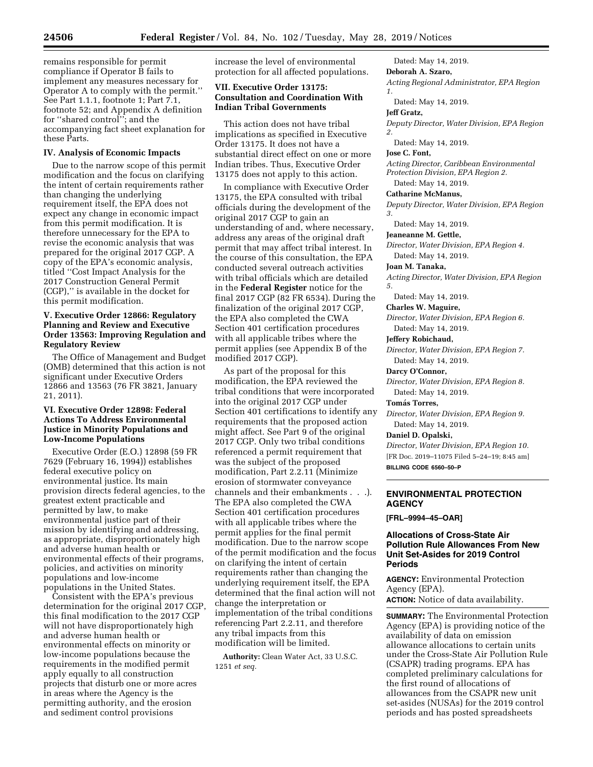remains responsible for permit compliance if Operator B fails to implement any measures necessary for Operator A to comply with the permit.'' See Part 1.1.1, footnote 1; Part 7.1, footnote 52; and Appendix A definition for ''shared control''; and the accompanying fact sheet explanation for these Parts.

### IV. Analysis of Economic Impacts

Due to the narrow scope of this permit modification and the focus on clarifying the intent of certain requirements rather than changing the underlying requirement itself, the EPA does not expect any change in economic impact from this permit modification. It is therefore unnecessary for the EPA to revise the economic analysis that was prepared for the original 2017 CGP. A copy of the EPA's economic analysis, titled ''Cost Impact Analysis for the 2017 Construction General Permit (CGP),'' is available in the docket for this permit modification.

### V. Executive Order 12866: Regulatory Planning and Review and Executive Order 13563: Improving Regulation and Regulatory Review

The Office of Management and Budget (OMB) determined that this action is not significant under Executive Orders 12866 and 13563 (76 FR 3821, January 21, 2011).

### VI. Executive Order 12898: Federal Actions To Address Environmental Justice in Minority Populations and Low-Income Populations

Executive Order (E.O.) 12898 (59 FR 7629 (February 16, 1994)) establishes federal executive policy on environmental justice. Its main provision directs federal agencies, to the greatest extent practicable and permitted by law, to make environmental justice part of their mission by identifying and addressing, as appropriate, disproportionately high and adverse human health or environmental effects of their programs, policies, and activities on minority populations and low-income populations in the United States.

Consistent with the EPA's previous determination for the original 2017 CGP, this final modification to the 2017 CGP will not have disproportionately high and adverse human health or environmental effects on minority or low-income populations because the requirements in the modified permit apply equally to all construction projects that disturb one or more acres in areas where the Agency is the permitting authority, and the erosion and sediment control provisions increase the level of environmental protection for all affected populations.

### VII. Executive Order 13175: Consultation and Coordination With Indian Tribal Governments

This action does not have tribal implications as specified in Executive Order 13175. It does not have a substantial direct effect on one or more Indian tribes. Thus, Executive Order 13175 does not apply to this action.

In compliance with Executive Order 13175, the EPA consulted with tribal officials during the development of the original 2017 CGP to gain an understanding of and, where necessary, address any areas of the original draft permit that may affect tribal interest. In the course of this consultation, the EPA conducted several outreach activities with tribal officials which are detailed in the **Federal Register** notice for the final 2017 CGP (82 FR 6534). During the finalization of the original 2017 CGP, the EPA also completed the CWA Section 401 certification procedures with all applicable tribes where the permit applies (see Appendix B of the modified 2017 CGP).

As part of the proposal for this modification, the EPA reviewed the tribal conditions that were incorporated into the original 2017 CGP under Section 401 certifications to identify any requirements that the proposed action might affect. See Part 9 of the original 2017 CGP. Only two tribal conditions referenced a permit requirement that was the subject of the proposed modification, Part 2.2.11 (Minimize erosion of stormwater conveyance channels and their embankments . . .). The EPA also completed the CWA Section 401 certification procedures with all applicable tribes where the permit applies for the final permit modification. Due to the narrow scope of the permit modification and the focus on clarifying the intent of certain requirements rather than changing the underlying requirement itself, the EPA determined that the final action will not change the interpretation or implementation of the tribal conditions referencing Part 2.2.11, and therefore any tribal impacts from this modification will be limited.

**Authority:** Clean Water Act, 33 U.S.C. 1251 *et seq.*

Dated: May 14, 2019.

**Deborah A. Szaro,**

*Acting Regional Administrator, EPA Region 1.*

Dated: May 14, 2019.

**Jeff Gratz,**

*Deputy Director, Water Division, EPA Region 2.*

Dated: May 14, 2019.

**Jose C. Font,**

*Acting Director, Caribbean Environmental Protection Division, EPA Region 2.*

Dated: May 14, 2019.

**Catharine McManus,**

*Deputy Director, Water Division, EPA Region 3.*

Dated: May 14, 2019.

**Jeaneanne M. Gettle,**

*Director, Water Division, EPA Region 4.*

Dated: May 14, 2019.

**Joan M. Tanaka,**

*Acting Director, Water Division, EPA Region 5.*

Dated: May 14, 2019.

**Charles W. Maguire,**

*Director, Water Division, EPA Region 6.*

Dated: May 14, 2019.

**Jeffery Robichaud,**

*Director, Water Division, EPA Region 7.*

Dated: May 14, 2019.

**Darcy O'Connor,**

*Director, Water Division, EPA Region 8.*

Dated: May 14, 2019.

**Tomás Torres,**

*Director, Water Division, EPA Region 9.*

Dated: May 14, 2019.

**Daniel D. Opalski,**

*Director, Water Division, EPA Region 10.*

[FR Doc. 2019–11075 Filed 5–24–19; 8:45 am]

**BILLING CODE 6560–50–P**

---

## ENVIRONMENTAL PROTECTION AGENCY

**[FRL–9994–45–OAR]**

### Allocations of Cross-State Air Pollution Rule Allowances From New Unit Set-Asides for 2019 Control Periods

**AGENCY:** Environmental Protection Agency (EPA).

**ACTION:** Notice of data availability.

**SUMMARY:** The Environmental Protection Agency (EPA) is providing notice of the availability of data on emission allowance allocations to certain units under the Cross-State Air Pollution Rule (CSAPR) trading programs. EPA has completed preliminary calculations for the first round of allocations of allowances from the CSAPR new unit set-asides (NUSAs) for the 2019 control periods and has posted spreadsheets